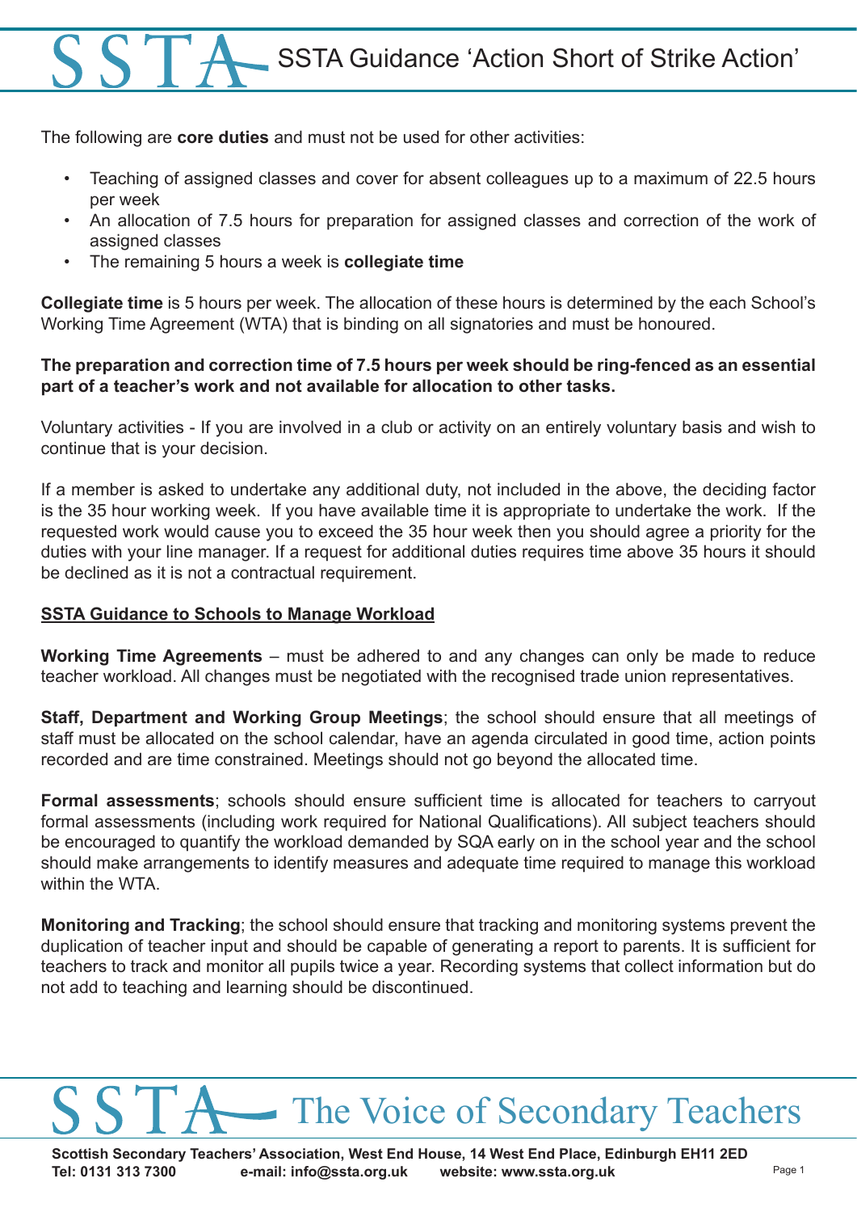# SSTA Guidance 'Action Short of Strike Action'

The following are **core duties** and must not be used for other activities:

- Teaching of assigned classes and cover for absent colleagues up to a maximum of 22.5 hours per week
- An allocation of 7.5 hours for preparation for assigned classes and correction of the work of assigned classes
- The remaining 5 hours a week is **collegiate time**

**Collegiate time** is 5 hours per week. The allocation of these hours is determined by the each School's Working Time Agreement (WTA) that is binding on all signatories and must be honoured.

**The preparation and correction time of 7.5 hours per week should be ring-fenced as an essential part of a teacher's work and not available for allocation to other tasks.**

Voluntary activities - If you are involved in a club or activity on an entirely voluntary basis and wish to continue that is your decision.

If a member is asked to undertake any additional duty, not included in the above, the deciding factor is the 35 hour working week. If you have available time it is appropriate to undertake the work. If the requested work would cause you to exceed the 35 hour week then you should agree a priority for the duties with your line manager. If a request for additional duties requires time above 35 hours it should be declined as it is not a contractual requirement.

## SSTA Guidance to Schools to Manage Workload

**Working Time Agreements** – must be adhered to and any changes can only be made to reduce teacher workload. All changes must be negotiated with the recognised trade union representatives.

**Staff, Department and Working Group Meetings**; the school should ensure that all meetings of staff must be allocated on the school calendar, have an agenda circulated in good time, action points recorded and are time constrained. Meetings should not go beyond the allocated time.

**Formal assessments**; schools should ensure sufficient time is allocated for teachers to carryout formal assessments (including work required for National Qualifications). All subject teachers should be encouraged to quantify the workload demanded by SQA early on in the school year and the school should make arrangements to identify measures and adequate time required to manage this workload within the WTA.

**Monitoring and Tracking**; the school should ensure that tracking and monitoring systems prevent the duplication of teacher input and should be capable of generating a report to parents. It is sufficient for teachers to track and monitor all pupils twice a year. Recording systems that collect information but do not add to teaching and learning should be discontinued.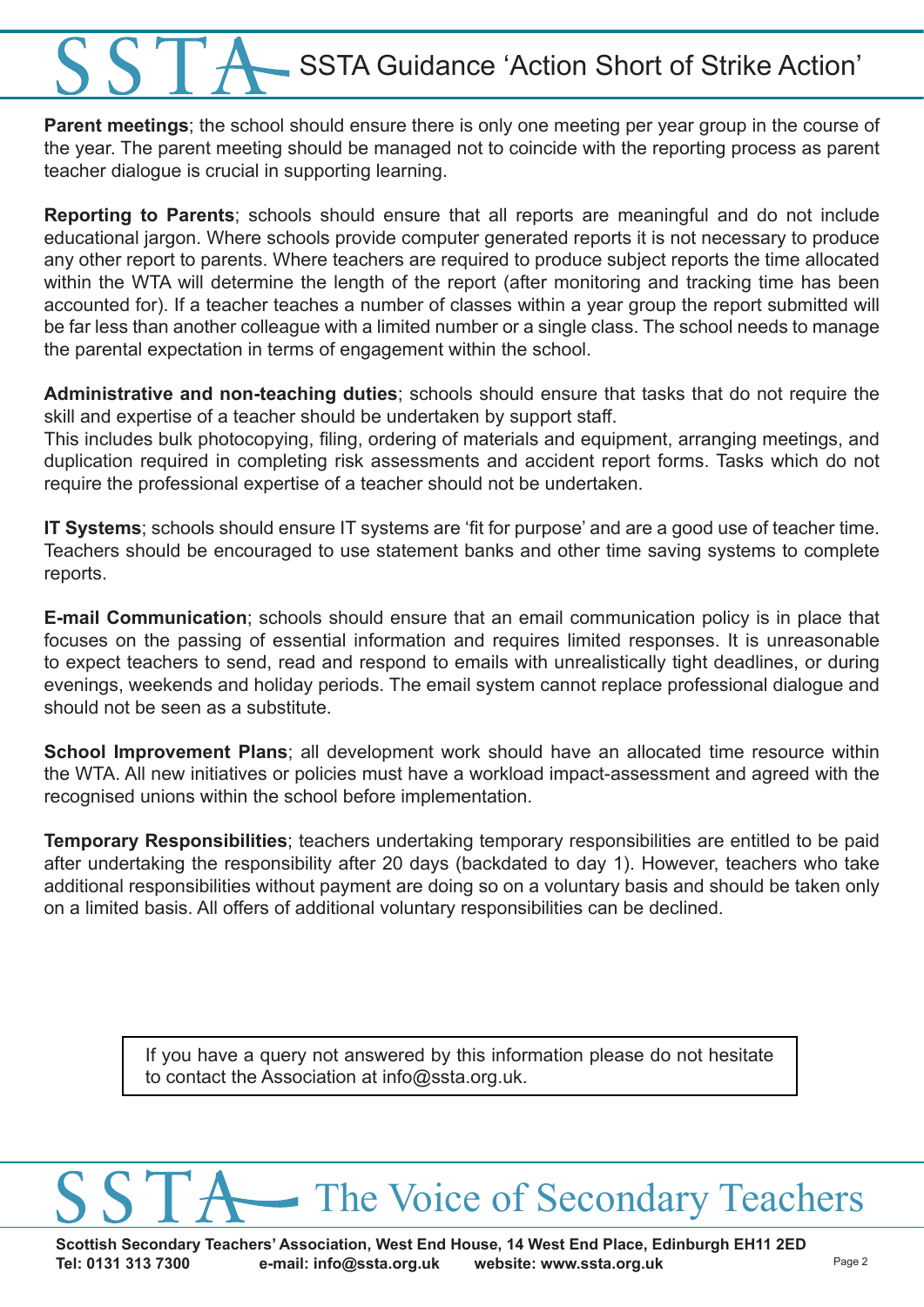**Parent meetings**; the school should ensure there is only one meeting per year group in the course of the year. The parent meeting should be managed not to coincide with the reporting process as parent teacher dialogue is crucial in supporting learning.

**Reporting to Parents**; schools should ensure that all reports are meaningful and do not include educational jargon. Where schools provide computer generated reports it is not necessary to produce any other report to parents. Where teachers are required to produce subject reports the time allocated within the WTA will determine the length of the report (after monitoring and tracking time has been accounted for). If a teacher teaches a number of classes within a year group the report submitted will be far less than another colleague with a limited number or a single class. The school needs to manage the parental expectation in terms of engagement within the school.

**Administrative and non-teaching duties**; schools should ensure that tasks that do not require the skill and expertise of a teacher should be undertaken by support staff.
This includes bulk photocopying, filing, ordering of materials and equipment, arranging meetings, and duplication required in completing risk assessments and accident report forms. Tasks which do not require the professional expertise of a teacher should not be undertaken.

**IT Systems**; schools should ensure IT systems are 'fit for purpose' and are a good use of teacher time. Teachers should be encouraged to use statement banks and other time saving systems to complete reports.

**E-mail Communication**; schools should ensure that an email communication policy is in place that focuses on the passing of essential information and requires limited responses. It is unreasonable to expect teachers to send, read and respond to emails with unrealistically tight deadlines, or during evenings, weekends and holiday periods. The email system cannot replace professional dialogue and should not be seen as a substitute.

**School Improvement Plans**; all development work should have an allocated time resource within the WTA. All new initiatives or policies must have a workload impact-assessment and agreed with the recognised unions within the school before implementation.

**Temporary Responsibilities**; teachers undertaking temporary responsibilities are entitled to be paid after undertaking the responsibility after 20 days (backdated to day 1). However, teachers who take additional responsibilities without payment are doing so on a voluntary basis and should be taken only on a limited basis. All offers of additional voluntary responsibilities can be declined.

If you have a query not answered by this information please do not hesitate to contact the Association at info@ssta.org.uk.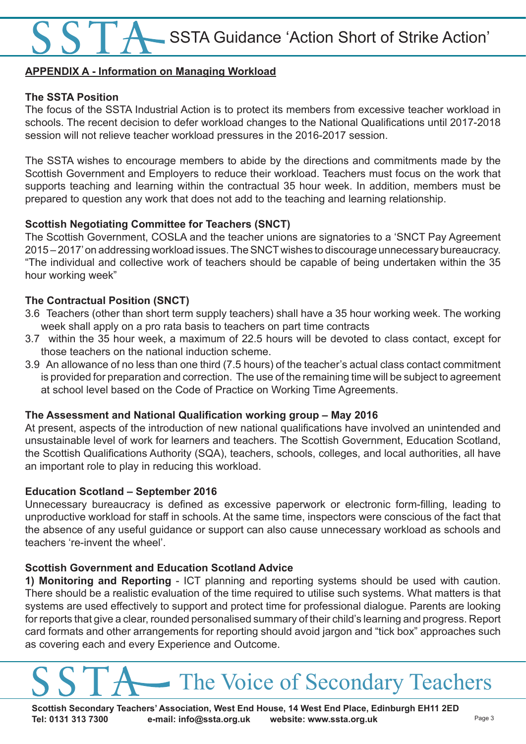## APPENDIX A - Information on Managing Workload

### The SSTA Position

The focus of the SSTA Industrial Action is to protect its members from excessive teacher workload in schools. The recent decision to defer workload changes to the National Qualifications until 2017-2018 session will not relieve teacher workload pressures in the 2016-2017 session.

The SSTA wishes to encourage members to abide by the directions and commitments made by the Scottish Government and Employers to reduce their workload. Teachers must focus on the work that supports teaching and learning within the contractual 35 hour week. In addition, members must be prepared to question any work that does not add to the teaching and learning relationship.

### Scottish Negotiating Committee for Teachers (SNCT)

The Scottish Government, COSLA and the teacher unions are signatories to a 'SNCT Pay Agreement 2015 – 2017' on addressing workload issues. The SNCT wishes to discourage unnecessary bureaucracy. "The individual and collective work of teachers should be capable of being undertaken within the 35 hour working week"

### The Contractual Position (SNCT)

3.6 Teachers (other than short term supply teachers) shall have a 35 hour working week. The working week shall apply on a pro rata basis to teachers on part time contracts

3.7 within the 35 hour week, a maximum of 22.5 hours will be devoted to class contact, except for those teachers on the national induction scheme.

3.9 An allowance of no less than one third (7.5 hours) of the teacher's actual class contact commitment is provided for preparation and correction. The use of the remaining time will be subject to agreement at school level based on the Code of Practice on Working Time Agreements.

### The Assessment and National Qualification working group – May 2016

At present, aspects of the introduction of new national qualifications have involved an unintended and unsustainable level of work for learners and teachers. The Scottish Government, Education Scotland, the Scottish Qualifications Authority (SQA), teachers, schools, colleges, and local authorities, all have an important role to play in reducing this workload.

### Education Scotland – September 2016

Unnecessary bureaucracy is defined as excessive paperwork or electronic form-filling, leading to unproductive workload for staff in schools. At the same time, inspectors were conscious of the fact that the absence of any useful guidance or support can also cause unnecessary workload as schools and teachers 're-invent the wheel'.

### Scottish Government and Education Scotland Advice

**1) Monitoring and Reporting** - ICT planning and reporting systems should be used with caution. There should be a realistic evaluation of the time required to utilise such systems. What matters is that systems are used effectively to support and protect time for professional dialogue. Parents are looking for reports that give a clear, rounded personalised summary of their child's learning and progress. Report card formats and other arrangements for reporting should avoid jargon and "tick box" approaches such as covering each and every Experience and Outcome.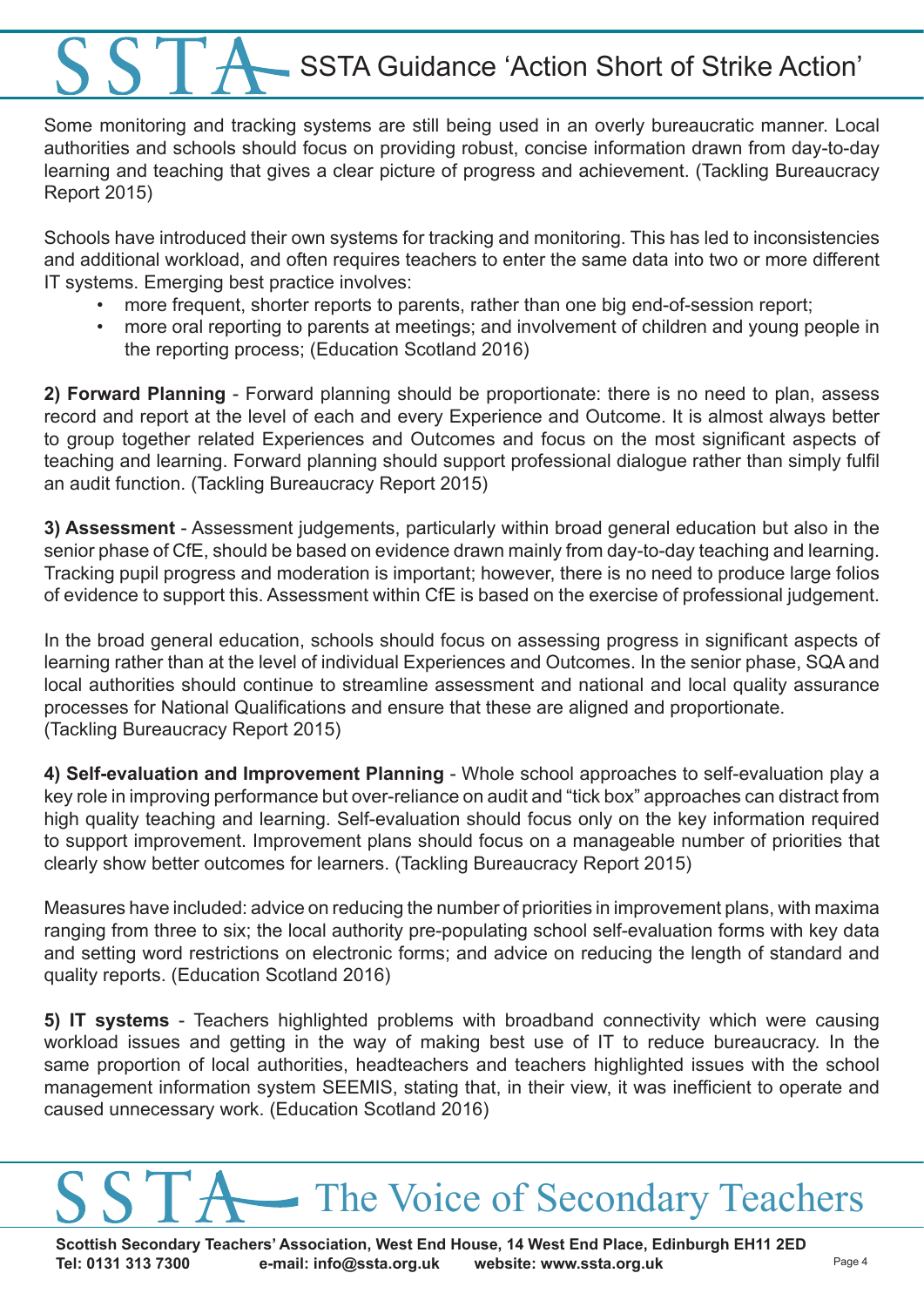Some monitoring and tracking systems are still being used in an overly bureaucratic manner. Local authorities and schools should focus on providing robust, concise information drawn from day-to-day learning and teaching that gives a clear picture of progress and achievement. (Tackling Bureaucracy Report 2015)

Schools have introduced their own systems for tracking and monitoring. This has led to inconsistencies and additional workload, and often requires teachers to enter the same data into two or more different IT systems. Emerging best practice involves:

- more frequent, shorter reports to parents, rather than one big end-of-session report;
- more oral reporting to parents at meetings; and involvement of children and young people in the reporting process; (Education Scotland 2016)

**2) Forward Planning** - Forward planning should be proportionate: there is no need to plan, assess record and report at the level of each and every Experience and Outcome. It is almost always better to group together related Experiences and Outcomes and focus on the most significant aspects of teaching and learning. Forward planning should support professional dialogue rather than simply fulfil an audit function. (Tackling Bureaucracy Report 2015)

**3) Assessment** - Assessment judgements, particularly within broad general education but also in the senior phase of CfE, should be based on evidence drawn mainly from day-to-day teaching and learning. Tracking pupil progress and moderation is important; however, there is no need to produce large folios of evidence to support this. Assessment within CfE is based on the exercise of professional judgement.

In the broad general education, schools should focus on assessing progress in significant aspects of learning rather than at the level of individual Experiences and Outcomes. In the senior phase, SQA and local authorities should continue to streamline assessment and national and local quality assurance processes for National Qualifications and ensure that these are aligned and proportionate.
(Tackling Bureaucracy Report 2015)

**4) Self-evaluation and Improvement Planning** - Whole school approaches to self-evaluation play a key role in improving performance but over-reliance on audit and "tick box" approaches can distract from high quality teaching and learning. Self-evaluation should focus only on the key information required to support improvement. Improvement plans should focus on a manageable number of priorities that clearly show better outcomes for learners. (Tackling Bureaucracy Report 2015)

Measures have included: advice on reducing the number of priorities in improvement plans, with maxima ranging from three to six; the local authority pre-populating school self-evaluation forms with key data and setting word restrictions on electronic forms; and advice on reducing the length of standard and quality reports. (Education Scotland 2016)

**5) IT systems** - Teachers highlighted problems with broadband connectivity which were causing workload issues and getting in the way of making best use of IT to reduce bureaucracy. In the same proportion of local authorities, headteachers and teachers highlighted issues with the school management information system SEEMIS, stating that, in their view, it was inefficient to operate and caused unnecessary work. (Education Scotland 2016)

SSTA The Voice of Secondary Teachers

**Scottish Secondary Teachers' Association, West End House, 14 West End Place, Edinburgh EH11 2ED**
**Tel: 0131 313 7300 e-mail: info@ssta.org.uk website: www.ssta.org.uk**